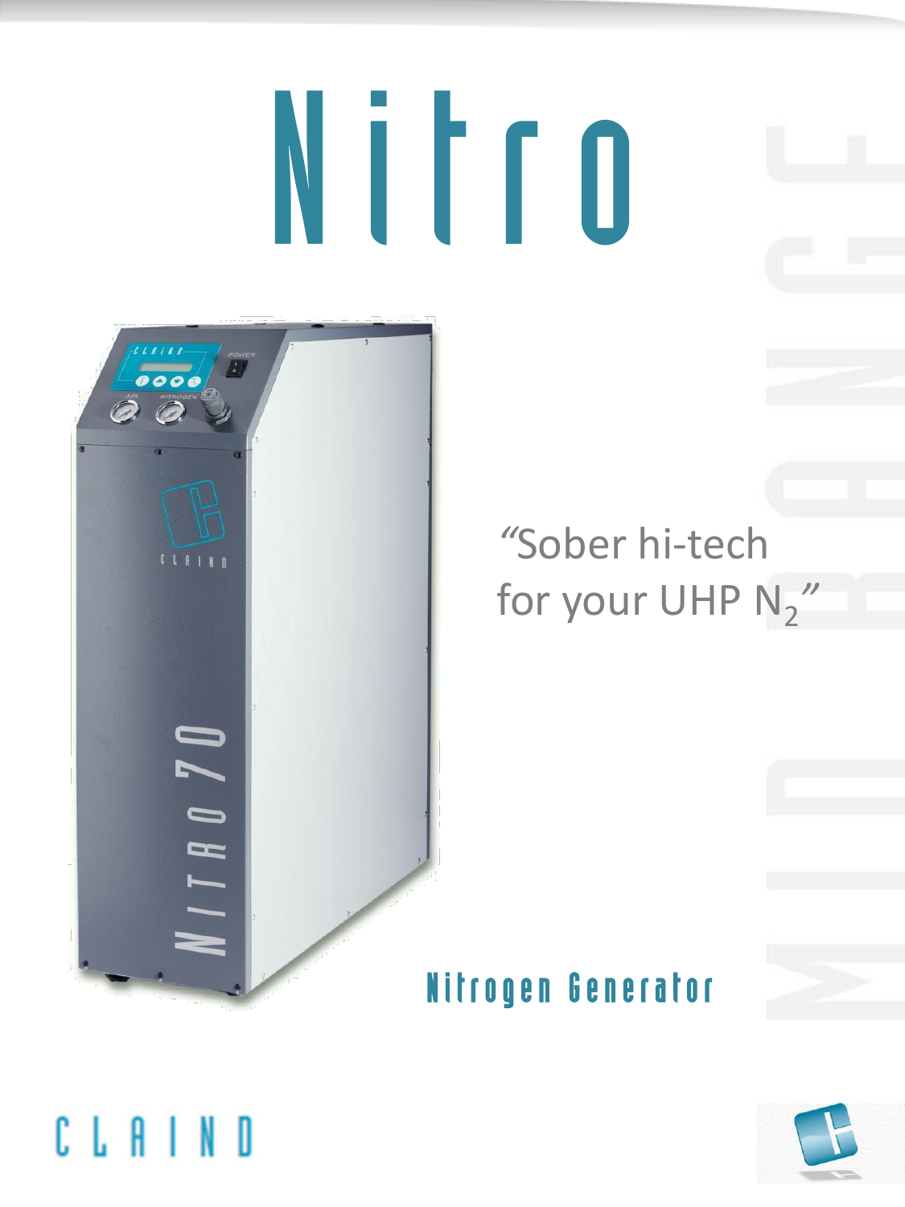# Nitro

MID RANGE

*"Sober hi-tech for your UHP $N_2$"*

## Nitrogen Generator

CLAIND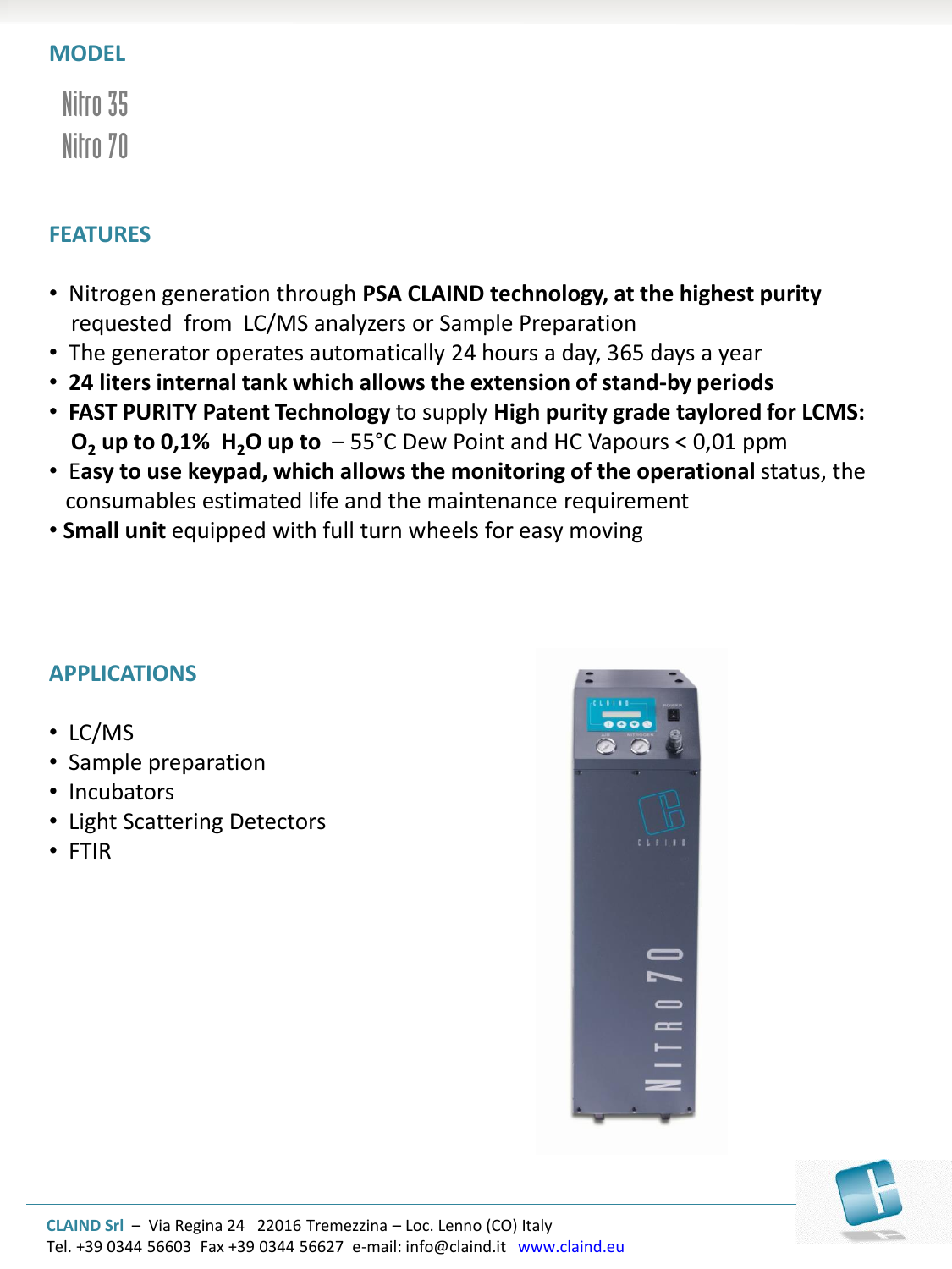## MODEL

Nitro 35
Nitro 70

## FEATURES

- Nitrogen generation through **PSA CLAIND technology, at the highest purity** requested from LC/MS analyzers or Sample Preparation
- The generator operates automatically 24 hours a day, 365 days a year
- **24 liters internal tank which allows the extension of stand-by periods**
- **FAST PURITY Patent Technology** to supply **High purity grade taylored for LCMS: $O_2$ up to 0,1% $H_2O$ up to** – 55°C Dew Point and HC Vapours < 0,01 ppm
- E**asy to use keypad, which allows the monitoring of the operational** status, the consumables estimated life and the maintenance requirement
- **Small unit** equipped with full turn wheels for easy moving

## APPLICATIONS

- LC/MS
- Sample preparation
- Incubators
- Light Scattering Detectors
- FTIR

**CLAIND Srl** – Via Regina 24 22016 Tremezzina – Loc. Lenno (CO) Italy
Tel. +39 0344 56603 Fax +39 0344 56627 e-mail: info@claind.it www.claind.eu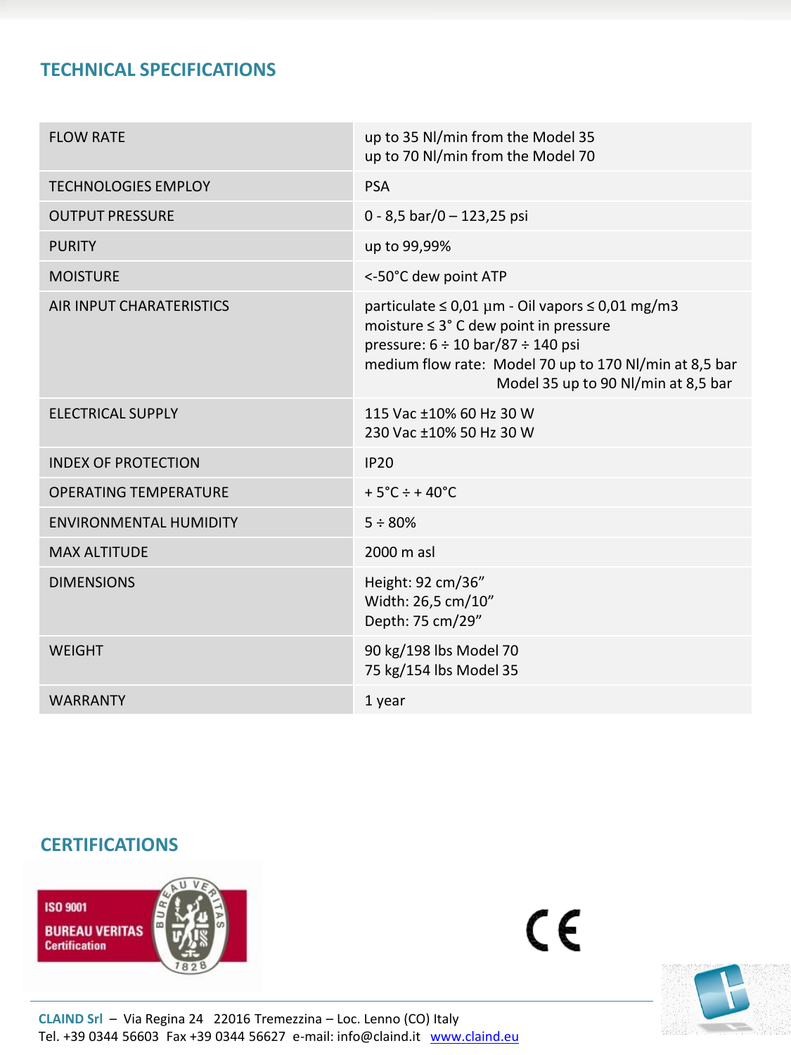## TECHNICAL SPECIFICATIONS

| | |
|---|---|
| FLOW RATE | up to 35 Nl/min from the Model 35<br>up to 70 Nl/min from the Model 70 |
| TECHNOLOGIES EMPLOY | PSA |
| OUTPUT PRESSURE | 0 - 8,5 bar/0 – 123,25 psi |
| PURITY | up to 99,99% |
| MOISTURE | <-50°C dew point ATP |
| AIR INPUT CHARATERISTICS | particulate ≤ 0,01 µm - Oil vapors ≤ 0,01 mg/m3<br>moisture ≤ 3° C dew point in pressure<br>pressure: 6 ÷ 10 bar/87 ÷ 140 psi<br>medium flow rate: Model 70 up to 170 Nl/min at 8,5 bar<br>Model 35 up to 90 Nl/min at 8,5 bar |
| ELECTRICAL SUPPLY | 115 Vac ±10% 60 Hz 30 W<br>230 Vac ±10% 50 Hz 30 W |
| INDEX OF PROTECTION | IP20 |
| OPERATING TEMPERATURE | + 5°C ÷ + 40°C |
| ENVIRONMENTAL HUMIDITY | 5 ÷ 80% |
| MAX ALTITUDE | 2000 m asl |
| DIMENSIONS | Height: 92 cm/36”<br>Width: 26,5 cm/10”<br>Depth: 75 cm/29” |
| WEIGHT | 90 kg/198 lbs Model 70<br>75 kg/154 lbs Model 35 |
| WARRANTY | 1 year |

## CERTIFICATIONS

ISO 9001 BUREAU VERITAS Certification

CE

**CLAIND Srl** – Via Regina 24 22016 Tremezzina – Loc. Lenno (CO) Italy
Tel. +39 0344 56603 Fax +39 0344 56627 e-mail: info@claind.it [www.claind.eu](http://www.claind.eu)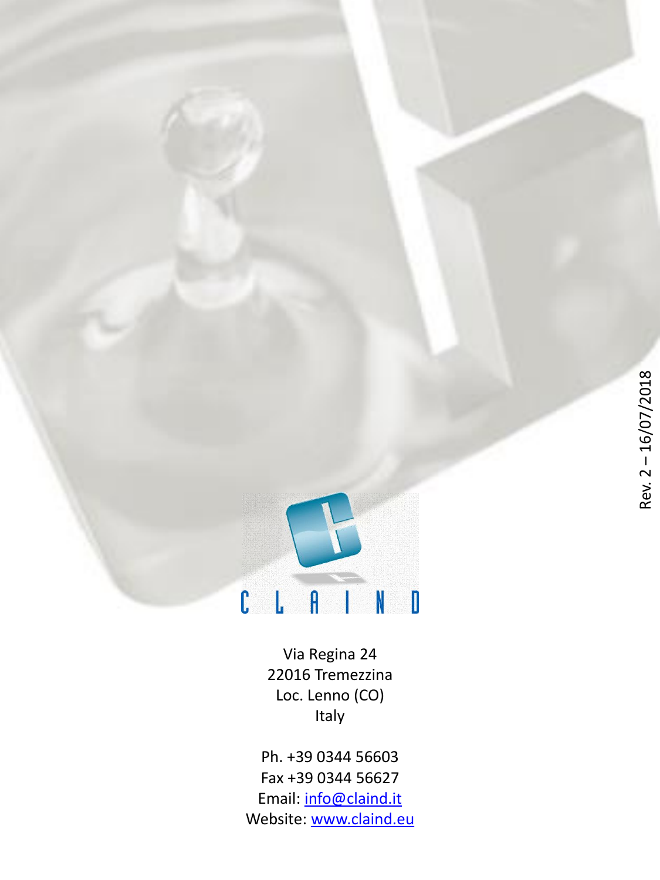Rev. 2 – 16/07/2018

CLAIND

Via Regina 24
22016 Tremezzina
Loc. Lenno (CO)
Italy

Ph. +39 0344 56603
Fax +39 0344 56627
Email: info@claind.it
Website: www.claind.eu